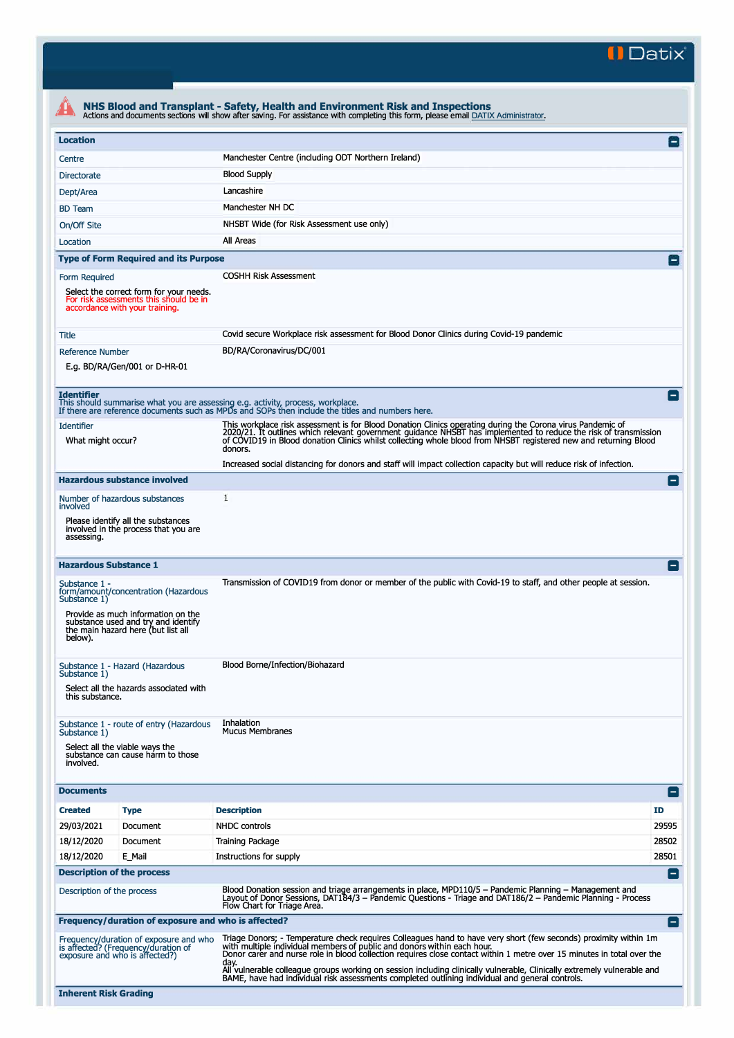Datix

# NHS Blood and Transplant - Safety, Health and Environment Risk and Inspections

Actions and documents sections will show after saving. For assistance with completing this form, please email DATIX Administrator.

## Location

| | |
|---|---|
| Centre | Manchester Centre (including ODT Northern Ireland) |
| Directorate | Blood Supply |
| Dept/Area | Lancashire |
| BD Team | Manchester NH DC |
| On/Off Site | NHSBT Wide (for Risk Assessment use only) |
| Location | All Areas |

## Type of Form Required and its Purpose

| | |
|---|---|
| Form Required<br>Select the correct form for your needs. For risk assessments this should be in accordance with your training. | COSHH Risk Assessment |
| Title | Covid secure Workplace risk assessment for Blood Donor Clinics during Covid-19 pandemic |
| Reference Number<br>E.g. BD/RA/Gen/001 or D-HR-01 | BD/RA/Coronavirus/DC/001 |

## Identifier

This should summarise what you are assessing e.g. activity, process, workplace.
If there are reference documents such as MPDs and SOPs then include the titles and numbers here.

| | |
|---|---|
| Identifier<br>What might occur? | This workplace risk assessment is for Blood Donation Clinics operating during the Corona virus Pandemic of 2020/21. It outlines which relevant government guidance NHSBT has implemented to reduce the risk of transmission of COVID19 in Blood donation Clinics whilst collecting whole blood from NHSBT registered new and returning Blood donors.<br><br>Increased social distancing for donors and staff will impact collection capacity but will reduce risk of infection. |

## Hazardous substance involved

| | |
|---|---|
| Number of hazardous substances involved<br>Please identify all the substances involved in the process that you are assessing. | 1 |

## Hazardous Substance 1

| | |
|---|---|
| Substance 1 - form/amount/concentration (Hazardous Substance 1)<br>Provide as much information on the substance used and try and identify the main hazard here (but list all below). | Transmission of COVID19 from donor or member of the public with Covid-19 to staff, and other people at session. |
| Substance 1 - Hazard (Hazardous Substance 1)<br>Select all the hazards associated with this substance. | Blood Borne/Infection/Biohazard |
| Substance 1 - route of entry (Hazardous Substance 1)<br>Select all the viable ways the substance can cause harm to those involved. | Inhalation<br>Mucus Membranes |

## Documents

| Created | Type | Description | ID |
|---|---|---|---|
| 29/03/2021 | Document | NHDC controls | 29595 |
| 18/12/2020 | Document | Training Package | 28502 |
| 18/12/2020 | E_Mail | Instructions for supply | 28501 |

## Description of the process

| | |
|---|---|
| Description of the process | Blood Donation session and triage arrangements in place, MPD110/5 – Pandemic Planning – Management and Layout of Donor Sessions, DAT184/3 – Pandemic Questions - Triage and DAT186/2 – Pandemic Planning - Process Flow Chart for Triage Area. |

## Frequency/duration of exposure and who is affected?

| | |
|---|---|
| Frequency/duration of exposure and who is affected? (Frequency/duration of exposure and who is affected?) | Triage Donors; - Temperature check requires Colleagues hand to have very short (few seconds) proximity within 1m with multiple individual members of public and donors within each hour.<br>Donor carer and nurse role in blood collection requires close contact within 1 metre over 15 minutes in total over the day.<br>All vulnerable colleague groups working on session including clinically vulnerable, Clinically extremely vulnerable and BAME, have had individual risk assessments completed outlining individual and general controls. |

## Inherent Risk Grading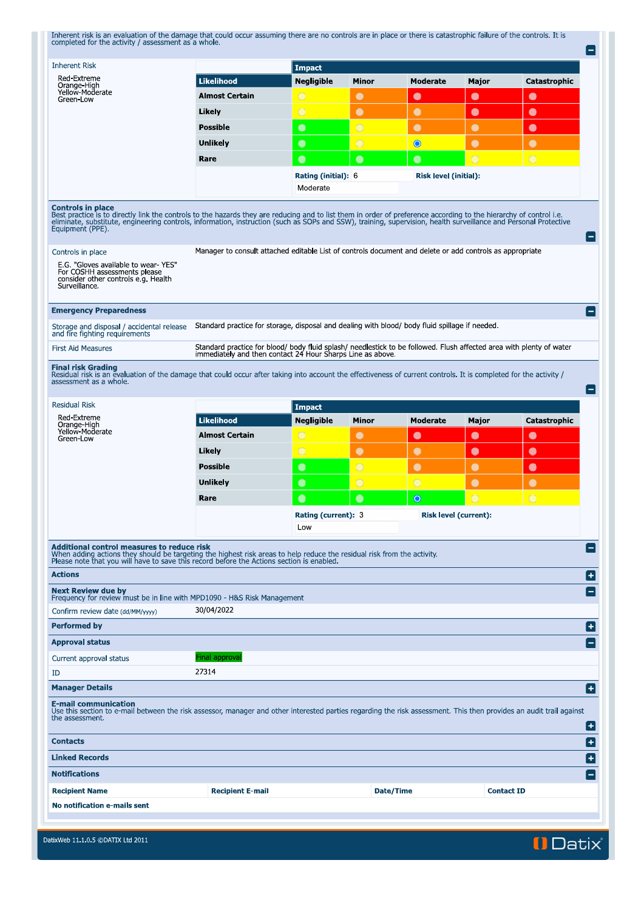Inherent risk is an evaluation of the damage that could occur assuming there are no controls are in place or there is catastrophic failure of the controls. It is completed for the activity / assessment as a whole.

Inherent Risk

Red-Extreme
Orange-High
Yellow-Moderate
Green-Low

| | Impact | | | | |
|---|---|---|---|---|---|
| **Likelihood** | **Negligible** | **Minor** | **Moderate** | **Major** | **Catastrophic** |
| **Almost Certain** | | | | | |
| **Likely** | | | | | |
| **Possible** | | | | | |
| **Unlikely** | | | ◉ | | |
| **Rare** | | | | | |

**Rating (initial):** 6 **Risk level (initial):** Moderate

## Controls in place

Best practice is to directly link the controls to the hazards they are reducing and to list them in order of preference according to the hierarchy of control i.e. eliminate, substitute, engineering controls, information, instruction (such as SOPs and SSW), training, supervision, health surveillance and Personal Protective Equipment (PPE).

| | |
|---|---|
| Controls in place<br><br>E.G. "Gloves available to wear- YES" For COSHH assessments please consider other controls e.g. Health Surveillance. | Manager to consult attached editable List of controls document and delete or add controls as appropriate |

## Emergency Preparedness

| | |
|---|---|
| Storage and disposal / accidental release and fire fighting requirements | Standard practice for storage, disposal and dealing with blood/ body fluid spillage if needed. |
| First Aid Measures | Standard practice for blood/ body fluid splash/ needlestick to be followed. Flush affected area with plenty of water immediately and then contact 24 Hour Sharps Line as above. |

## Final risk Grading

Residual risk is an evaluation of the damage that could occur after taking into account the effectiveness of current controls. It is completed for the activity / assessment as a whole.

Residual Risk

Red-Extreme
Orange-High
Yellow-Moderate
Green-Low

| | Impact | | | | |
|---|---|---|---|---|---|
| **Likelihood** | **Negligible** | **Minor** | **Moderate** | **Major** | **Catastrophic** |
| **Almost Certain** | | | | | |
| **Likely** | | | | | |
| **Possible** | | | | | |
| **Unlikely** | | | | | |
| **Rare** | | | ◉ | | |

**Rating (current):** 3 **Risk level (current):** Low

## Additional control measures to reduce risk

When adding actions they should be targeting the highest risk areas to help reduce the residual risk from the activity.
Please note that you will have to save this record before the Actions section is enabled.

## Actions

## Next Review due by

Frequency for review must be in line with MPD1090 - H&S Risk Management

Confirm review date (dd/MM/yyyy) 30/04/2022

## Performed by

## Approval status

| | |
|---|---|
| Current approval status | Final approval |
| ID | 27314 |

## Manager Details

## E-mail communication

Use this section to e-mail between the risk assessor, manager and other interested parties regarding the risk assessment. This then provides an audit trail against the assessment.

## Contacts

## Linked Records

## Notifications

| Recipient Name | Recipient E-mail | Date/Time | Contact ID |
|---|---|---|---|
| **No notification e-mails sent** | | | |

DatixWeb 11.1.0.5 ©DATIX Ltd 2011